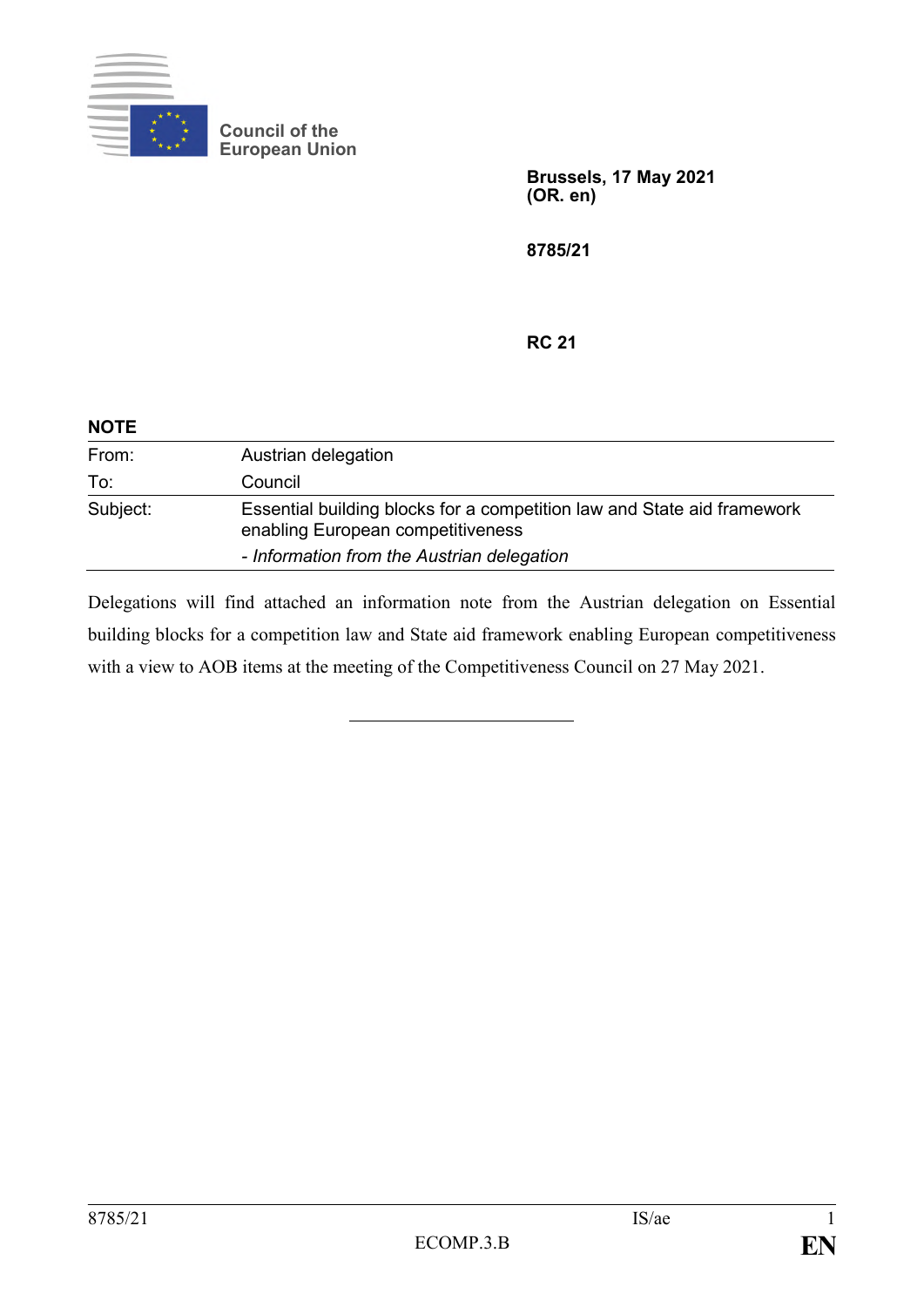Council of the European Union

**Brussels, 17 May 2021**
**(OR. en)**

**8785/21**

**RC 21**

**NOTE**

| | |
|---|---|
| From: | Austrian delegation |
| To: | Council |
| Subject: | Essential building blocks for a competition law and State aid framework enabling European competitiveness<br>- *Information from the Austrian delegation* |

Delegations will find attached an information note from the Austrian delegation on Essential building blocks for a competition law and State aid framework enabling European competitiveness with a view to AOB items at the meeting of the Competitiveness Council on 27 May 2021.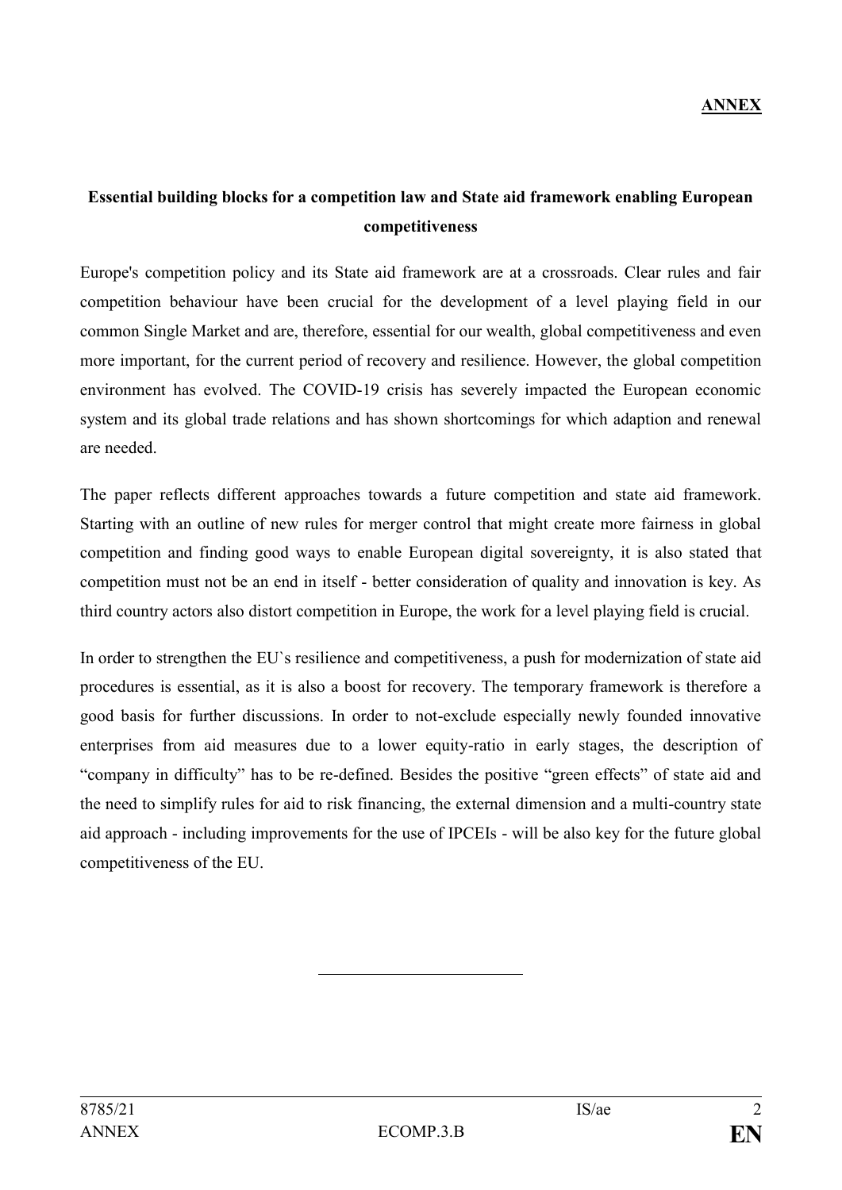**ANNEX**

**Essential building blocks for a competition law and State aid framework enabling European competitiveness**

Europe's competition policy and its State aid framework are at a crossroads. Clear rules and fair competition behaviour have been crucial for the development of a level playing field in our common Single Market and are, therefore, essential for our wealth, global competitiveness and even more important, for the current period of recovery and resilience. However, the global competition environment has evolved. The COVID-19 crisis has severely impacted the European economic system and its global trade relations and has shown shortcomings for which adaption and renewal are needed.

The paper reflects different approaches towards a future competition and state aid framework. Starting with an outline of new rules for merger control that might create more fairness in global competition and finding good ways to enable European digital sovereignty, it is also stated that competition must not be an end in itself - better consideration of quality and innovation is key. As third country actors also distort competition in Europe, the work for a level playing field is crucial.

In order to strengthen the EU`s resilience and competitiveness, a push for modernization of state aid procedures is essential, as it is also a boost for recovery. The temporary framework is therefore a good basis for further discussions. In order to not-exclude especially newly founded innovative enterprises from aid measures due to a lower equity-ratio in early stages, the description of "company in difficulty" has to be re-defined. Besides the positive "green effects" of state aid and the need to simplify rules for aid to risk financing, the external dimension and a multi-country state aid approach - including improvements for the use of IPCEIs - will be also key for the future global competitiveness of the EU.